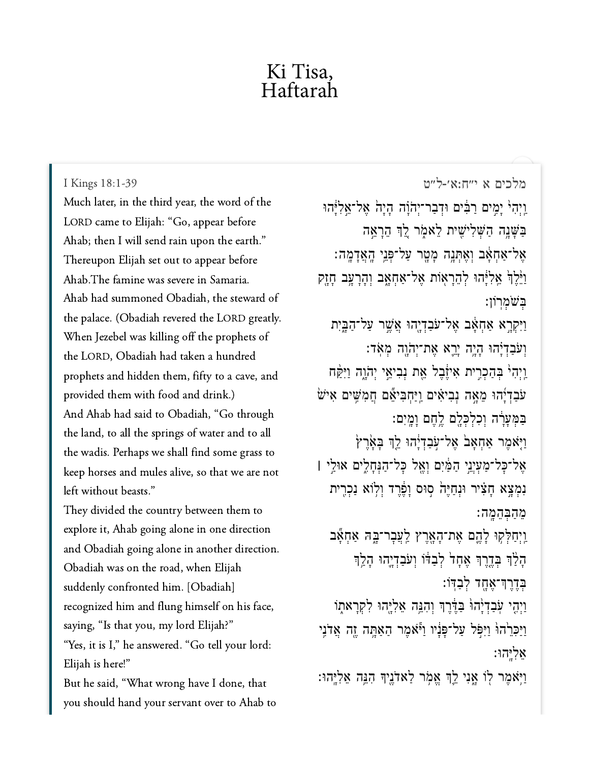# Ki Tisa, Haftarah

I Kings 18:1-39

Much later, in the third year, the word of the LORD came to Elijah: "Go, appear before Ahab; then I will send rain upon the earth." Thereupon Elijah set out to appear before Ahab.The famine was severe in Samaria.

Ahab had summoned Obadiah, the steward of the palace. (Obadiah revered the LORD greatly. When Jezebel was killing off the prophets of the LORD, Obadiah had taken a hundred prophets and hidden them, fifty to a cave, and provided them with food and drink.)

And Ahab had said to Obadiah, "Go through the land, to all the springs of water and to all the wadis. Perhaps we shall find some grass to keep horses and mules alive, so that we are not left without beasts."

They divided the country between them to explore it, Ahab going alone in one direction and Obadiah going alone in another direction.

Obadiah was on the road, when Elijah suddenly confronted him. [Obadiah] recognized him and flung himself on his face, saying, "Is that you, my lord Elijah?"

"Yes, it is I," he answered. "Go tell your lord: Elijah is here!"

But he said, "What wrong have I done, that you should hand your servant over to Ahab to

מלכים א י״ח:א׳-ל״ט

וַיְהִי֙ יָמִ֣ים רַבִּ֔ים וּדְבַר־יְהֹוָ֗ה הָיָה֙ אֶל־אֵ֣לִיָּ֔הוּ בַּשָּׁנָ֥ה הַשְּׁלִישִׁ֖ית לֵאמֹ֑ר לֵ֤ךְ הֵרָאֵה֙ אֶל־אַחְאָ֔ב וְאֶתְּנָ֥ה מָטָ֖ר עַל־פְּנֵ֥י הָאֲדָמָֽה׃

וַיֵּ֙לֶךְ֙ אֵֽלִיָּ֔הוּ לְהֵרָא֖וֹת אֶל־אַחְאָ֑ב וְהָרָעָ֖ב חָזָ֥ק בְּשֹׁמְרֽוֹן׃

וַיִּקְרָ֣א אַחְאָ֔ב אֶל־עֹבַדְיָ֖הוּ אֲשֶׁ֣ר עַל־הַבָּ֑יִת וְעֹבַדְיָ֗הוּ הָיָ֛ה יָרֵ֥א אֶת־יְהֹוָ֖ה מְאֹֽד׃

וַיְהִי֙ בְּהַכְרִ֣ית אִיזֶ֔בֶל אֵ֖ת נְבִיאֵ֣י יְהֹוָ֑ה וַיִּקַּ֨ח עֹבַדְיָ֜הוּ מֵאָ֣ה נְבִאִ֗ים וַֽיַּחְבִּיאֵ֞ם חֲמִשִּׁ֥ים אִישׁ֙ בַּמְּעָרָ֔ה וְכִלְכְּלָ֖ם לֶ֥חֶם וָמָֽיִם׃

וַיֹּ֤אמֶר אַחְאָב֙ אֶל־עֹ֣בַדְיָ֔הוּ לֵ֤ךְ בָּאָ֙רֶץ֙ אֶל־כׇּל־מַעְיְנֵ֣י הַמַּ֔יִם וְאֶ֖ל כׇּל־הַנְּחָלִ֑ים אוּלַ֣י ׀ נִמְצָ֣א חָצִ֗יר וּנְחַיֶּה֙ ס֣וּס וָפֶ֔רֶד וְל֥וֹא נַכְרִ֖ית מֵהַבְּהֵמָֽה׃

וַיְחַלְּק֥וּ לָהֶ֛ם אֶת־הָאָ֖רֶץ לַעֲבׇר־בָּ֑הּ אַחְאָ֞ב הָלַ֨ךְ בְּדֶ֤רֶךְ אֶחָד֙ לְבַדּ֔וֹ וְעֹבַדְיָ֛הוּ הָלַ֥ךְ בְּדֶרֶךְ־אֶחָ֖ד לְבַדּֽוֹ׃

וַיְהִ֤י עֹבַדְיָ֙הוּ֙ בַּדֶּ֔רֶךְ וְהִנֵּ֥ה אֵלִיָּ֖הוּ לִקְרָאת֑וֹ וַיַּכִּרֵ֙הוּ֙ וַיִּפֹּ֣ל עַל־פָּנָ֔יו וַיֹּ֕אמֶר הַאַתָּ֥ה זֶ֖ה אֲדֹנִ֥י אֵלִיָּֽהוּ׃

וַיֹּ֥אמֶר ל֖וֹ אָ֑נִי לֵ֛ךְ אֱמֹ֥ר לַאדֹנֶ֖יךָ הִנֵּ֥ה אֵלִיָּֽהוּ׃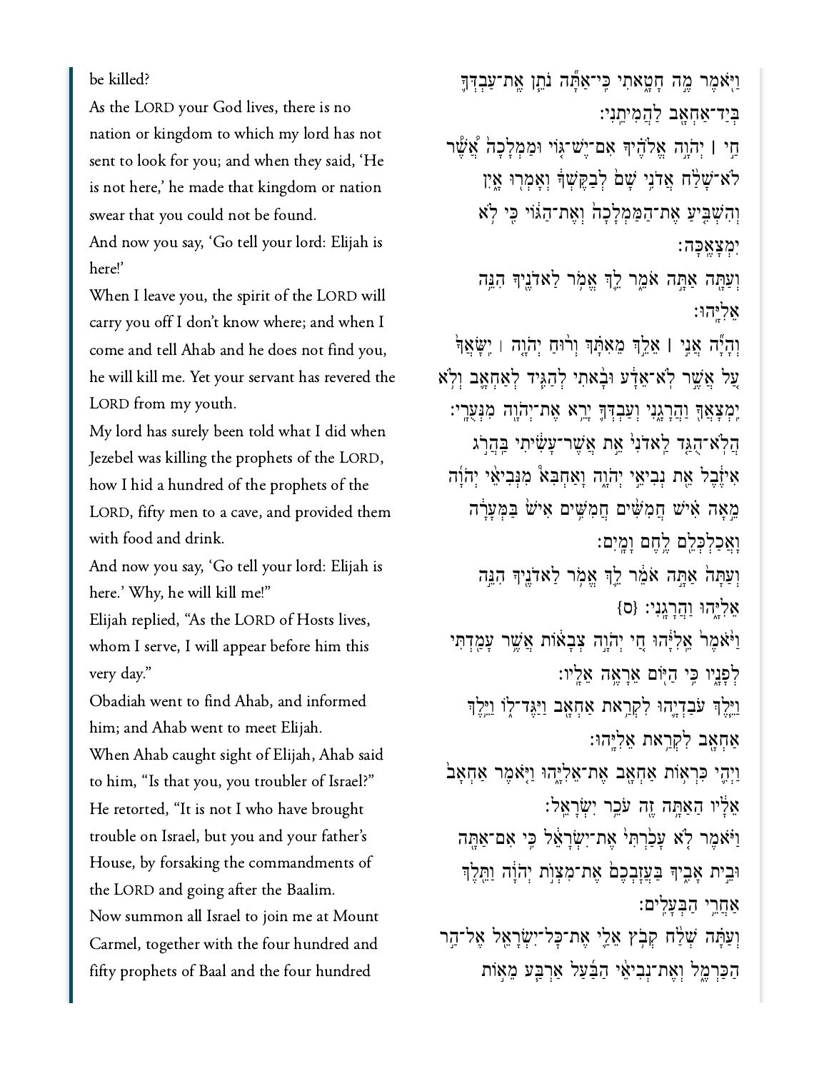be killed?

וַיֹּ֖אמֶר מֶ֣ה חָטָ֑אתִי כִּֽי־אַתָּ֞ה נֹתֵ֧ן אֶֽת־עַבְדְּךָ֛ בְּיַד־אַחְאָ֖ב לַהֲמִיתֵֽנִי׃

As the LORD your God lives, there is no nation or kingdom to which my lord has not sent to look for you; and when they said, 'He is not here,' he made that kingdom or nation swear that you could not be found.

חַ֣י ׀ יְהוָ֣ה אֱלֹהֶ֗יךָ אִם־יֶשׁ־גּ֤וֹי וּמַמְלָכָה֙ אֲשֶׁ֨ר לֹֽא־שָׁלַ֨ח אֲדֹנִ֥י שָׁם֙ לְבַקֶּשְׁךָ֔ וְאָמְר֖וּ אָ֑יִן וְהִשְׁבִּ֤יעַ אֶת־הַמַּמְלָכָה֙ וְאֶת־הַגּ֔וֹי כִּ֖י לֹ֥א יִמְצָאֶֽכָּה׃

And now you say, 'Go tell your lord: Elijah is here!'

וְעַתָּ֖ה אַתָּ֣ה אֹמֵ֑ר לֵ֛ךְ אֱמֹ֥ר לַֽאדֹנֶ֖יךָ הִנֵּ֥ה אֵלִיָּֽהוּ׃

When I leave you, the spirit of the LORD will carry you off I don't know where; and when I come and tell Ahab and he does not find you, he will kill me. Yet your servant has revered the LORD from my youth.

וְהָיָ֞ה אֲנִ֣י ׀ אֵלֵ֣ךְ מֵאִתָּ֗ךְ וְר֨וּחַ יְהוָ֤ה ׀ יִשָּׂאֲךָ֙ עַ֚ל אֲשֶׁ֣ר לֹֽא־אֵדָ֔ע וּבָ֨אתִי לְהַגִּ֧יד לְאַחְאָ֛ב וְלֹ֥א יִמְצָאֲךָ֖ וַהֲרָגָ֑נִי וְעַבְדְּךָ֛ יָרֵ֥א אֶת־יְהוָ֖ה מִנְּעֻרָֽי׃

My lord has surely been told what I did when Jezebel was killing the prophets of the LORD, how I hid a hundred of the prophets of the LORD, fifty men to a cave, and provided them with food and drink.

הֲלֹֽא־הֻגַּ֤ד לַֽאדֹנִי֙ אֵ֣ת אֲשֶׁר־עָשִׂ֔יתִי בַּהֲרֹ֣ג אִיזֶ֔בֶל אֵ֖ת נְבִיאֵ֣י יְהוָ֑ה וָאַחְבִּא֩ מִנְּבִיאֵ֨י יְהוָ֜ה מֵ֣אָה אִ֗ישׁ חֲמִשִּׁ֨ים חֲמִשִּׁ֥ים אִישׁ֙ בַּמְּעָרָ֔ה וָאֲכַלְכְּלֵ֖ם לֶ֥חֶם וָמָֽיִם׃

And now you say, 'Go tell your lord: Elijah is here.' Why, he will kill me!"

וְעַתָּה֙ אַתָּ֣ה אֹמֵ֔ר לֵ֛ךְ אֱמֹ֥ר לַאדֹנֶ֖יךָ הִנֵּ֣ה אֵלִיָּ֑הוּ וַהֲרָגָֽנִי׃ {ס}

Elijah replied, "As the LORD of Hosts lives, whom I serve, I will appear before him this very day."

וַיֹּ֙אמֶר֙ אֵֽלִיָּ֔הוּ חַ֚י יְהוָ֣ה צְבָא֔וֹת אֲשֶׁ֥ר עָמַ֖דְתִּי לְפָנָ֑יו כִּ֥י הַיּ֖וֹם אֵרָאֶ֥ה אֵלָֽיו׃

Obadiah went to find Ahab, and informed him; and Ahab went to meet Elijah.

וַיֵּ֧לֶךְ עֹבַדְיָ֛הוּ לִקְרַ֥את אַחְאָ֖ב וַיַּגֶּד־ל֑וֹ וַיֵּ֥לֶךְ אַחְאָ֖ב לִקְרַ֥את אֵלִיָּֽהוּ׃

When Ahab caught sight of Elijah, Ahab said to him, "Is that you, you troubler of Israel?"

וַיְהִ֛י כִּרְא֥וֹת אַחְאָ֖ב אֶת־אֵלִיָּ֑הוּ וַיֹּ֤אמֶר אַחְאָב֙ אֵלָ֔יו הַאַתָּ֥ה זֶ֖ה עֹכֵ֥ר יִשְׂרָאֵֽל׃

He retorted, "It is not I who have brought trouble on Israel, but you and your father's House, by forsaking the commandments of the LORD and going after the Baalim.

וַיֹּ֗אמֶר לֹ֤א עָכַ֙רְתִּי֙ אֶת־יִשְׂרָאֵ֔ל כִּ֥י אִם־אַתָּ֖ה וּבֵ֣ית אָבִ֑יךָ בַּעֲזׇבְכֶם֙ אֶת־מִצְוֺ֣ת יְהוָ֔ה וַתֵּ֖לֶךְ אַחֲרֵ֥י הַבְּעָלִֽים׃

Now summon all Israel to join me at Mount Carmel, together with the four hundred and fifty prophets of Baal and the four hundred

וְעַתָּ֗ה שְׁלַ֨ח קְבֹ֥ץ אֵלַ֛י אֶת־כׇּל־יִשְׂרָאֵ֖ל אֶל־הַ֣ר הַכַּרְמֶ֑ל וְאֶת־נְבִיאֵ֨י הַבַּ֜עַל אַרְבַּ֧ע מֵא֣וֹת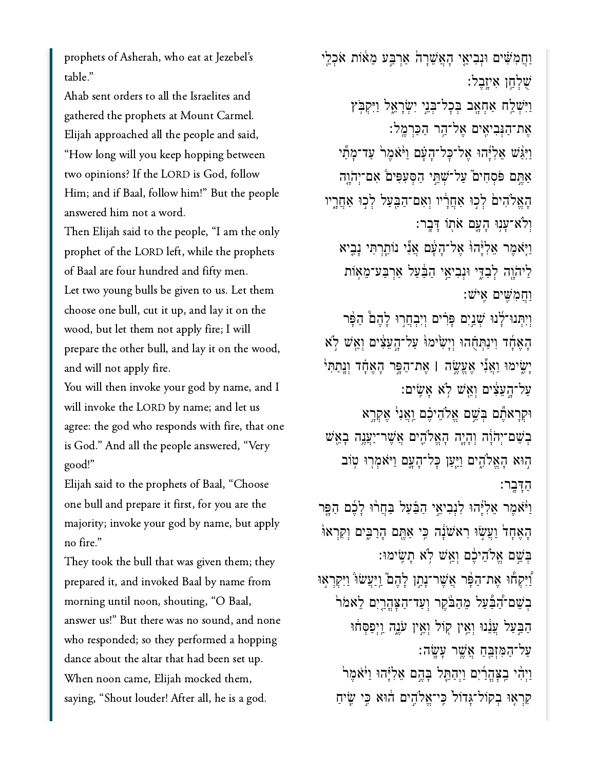prophets of Asherah, who eat at Jezebel's table."

Ahab sent orders to all the Israelites and gathered the prophets at Mount Carmel.

Elijah approached all the people and said, "How long will you keep hopping between two opinions? If the LORD is God, follow Him; and if Baal, follow him!" But the people answered him not a word.

Then Elijah said to the people, "I am the only prophet of the LORD left, while the prophets of Baal are four hundred and fifty men.

Let two young bulls be given to us. Let them choose one bull, cut it up, and lay it on the wood, but let them not apply fire; I will prepare the other bull, and lay it on the wood, and will not apply fire.

You will then invoke your god by name, and I will invoke the LORD by name; and let us agree: the god who responds with fire, that one is God." And all the people answered, "Very good!"

Elijah said to the prophets of Baal, "Choose one bull and prepare it first, for you are the majority; invoke your god by name, but apply no fire."

They took the bull that was given them; they prepared it, and invoked Baal by name from morning until noon, shouting, "O Baal, answer us!" But there was no sound, and none who responded; so they performed a hopping dance about the altar that had been set up.

When noon came, Elijah mocked them, saying, "Shout louder! After all, he is a god.

וַחֲמִשִּׁים וּנְבִיאֵי הָאֲשֵׁרָה אַרְבַּע מֵאוֹת אֹכְלֵי שֻׁלְחַן אִיזָבֶל׃

וַיִּשְׁלַח אַחְאָב בְּכָל־בְּנֵי יִשְׂרָאֵל וַיִּקְבֹּץ אֶת־הַנְּבִיאִים אֶל־הַר הַכַּרְמֶל׃

וַיִּגַּשׁ אֵלִיָּהוּ אֶל־כָּל־הָעָם וַיֹּאמֶר עַד־מָתַי אַתֶּם פֹּסְחִים עַל־שְׁתֵּי הַסְּעִפִּים אִם־יְהֹוָה הָאֱלֹהִים לְכוּ אַחֲרָיו וְאִם־הַבַּעַל לְכוּ אַחֲרָיו וְלֹא־עָנוּ הָעָם אֹתוֹ דָּבָר׃

וַיֹּאמֶר אֵלִיָּהוּ אֶל־הָעָם אֲנִי נוֹתַרְתִּי נָבִיא לַיהֹוָה לְבַדִּי וּנְבִיאֵי הַבַּעַל אַרְבַּע־מֵאוֹת וַחֲמִשִּׁים אִישׁ׃

וְיִתְּנוּ־לָנוּ שְׁנַיִם פָּרִים וְיִבְחֲרוּ לָהֶם הַפָּר הָאֶחָד וִינַתְּחֻהוּ וְיָשִׂימוּ עַל־הָעֵצִים וְאֵשׁ לֹא יָשִׂימוּ וַאֲנִי אֶעֱשֶׂה | אֶת־הַפָּר הָאֶחָד וְנָתַתִּי עַל־הָעֵצִים וְאֵשׁ לֹא אָשִׂים׃

וּקְרָאתֶם בְּשֵׁם אֱלֹהֵיכֶם וַאֲנִי אֶקְרָא בְשֵׁם־יְהֹוָה וְהָיָה הָאֱלֹהִים אֲשֶׁר־יַעֲנֶה בָאֵשׁ הוּא הָאֱלֹהִים וַיַּעַן כָּל־הָעָם וַיֹּאמְרוּ טוֹב הַדָּבָר׃

וַיֹּאמֶר אֵלִיָּהוּ לִנְבִיאֵי הַבַּעַל בַּחֲרוּ לָכֶם הַפָּר הָאֶחָד וַעֲשׂוּ רִאשֹׁנָה כִּי אַתֶּם הָרַבִּים וְקִרְאוּ בְּשֵׁם אֱלֹהֵיכֶם וְאֵשׁ לֹא תָשִׂימוּ׃

וַיִּקְחוּ אֶת־הַפָּר אֲשֶׁר־נָתַן לָהֶם וַיַּעֲשׂוּ וַיִּקְרְאוּ בְשֵׁם־הַבַּעַל מֵהַבֹּקֶר וְעַד־הַצָּהֳרַיִם לֵאמֹר הַבַּעַל עֲנֵנוּ וְאֵין קוֹל וְאֵין עֹנֶה וַיְפַסְּחוּ עַל־הַמִּזְבֵּחַ אֲשֶׁר עָשָׂה׃

וַיְהִי בַצָּהֳרַיִם וַיְהַתֵּל בָּהֶם אֵלִיָּהוּ וַיֹּאמֶר קִרְאוּ בְקוֹל־גָּדוֹל כִּי־אֱלֹהִים הוּא כִּי שִׂיחַ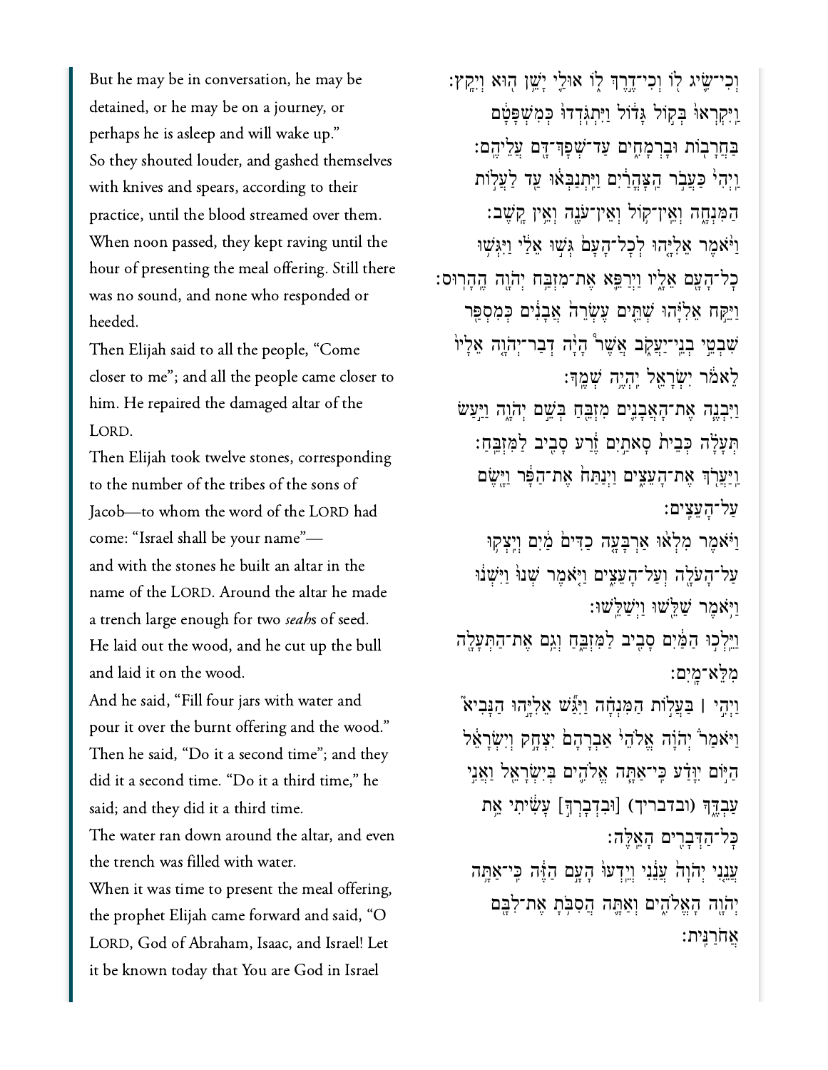But he may be in conversation, he may be detained, or he may be on a journey, or perhaps he is asleep and will wake up."

So they shouted louder, and gashed themselves with knives and spears, according to their practice, until the blood streamed over them.

When noon passed, they kept raving until the hour of presenting the meal offering. Still there was no sound, and none who responded or heeded.

Then Elijah said to all the people, "Come closer to me"; and all the people came closer to him. He repaired the damaged altar of the LORD.

Then Elijah took twelve stones, corresponding to the number of the tribes of the sons of Jacob—to whom the word of the LORD had come: "Israel shall be your name"—

and with the stones he built an altar in the name of the LORD. Around the altar he made a trench large enough for two *seah*s of seed.

He laid out the wood, and he cut up the bull and laid it on the wood.

And he said, "Fill four jars with water and pour it over the burnt offering and the wood." Then he said, "Do it a second time"; and they did it a second time. "Do it a third time," he said; and they did it a third time.

The water ran down around the altar, and even the trench was filled with water.

When it was time to present the meal offering, the prophet Elijah came forward and said, "O LORD, God of Abraham, Isaac, and Israel! Let it be known today that You are God in Israel

וְכִֽי־שִׂ֧יג ל֛וֹ וְכִֽי־דֶ֥רֶךְ ל֖וֹ אוּלַ֛י יָשֵׁ֥ן ה֖וּא וְיִקָֽץ׃

וַֽיִּקְרְאוּ֙ בְּק֣וֹל גָּד֔וֹל וַיִּתְגֹּֽדְדוּ֙ כְּמִשְׁפָּטָ֔ם בַּחֲרָב֖וֹת וּבָֽרְמָחִ֑ים עַד־שְׁפָךְ־דָּ֖ם עֲלֵיהֶֽם׃

וַיְהִי֙ כַּעֲבֹ֣ר הַֽצָּהֳרַ֔יִם וַיִּֽתְנַבְּא֔וּ עַ֖ד לַעֲל֣וֹת הַמִּנְחָ֑ה וְאֵֽין־ק֥וֹל וְאֵין־עֹנֶ֖ה וְאֵ֥ין קָֽשֶׁב׃

וַיֹּ֨אמֶר אֵלִיָּ֤הוּ לְכָל־הָעָם֙ גְּשׁ֣וּ אֵלַ֔י וַיִּגְּשׁ֥וּ כָל־הָעָ֖ם אֵלָ֑יו וַיְרַפֵּ֛א אֶת־מִזְבַּ֥ח יְהֹוָ֖ה הֶהָרֽוּס׃

וַיִּקַּ֣ח אֵלִיָּ֗הוּ שְׁתֵּ֤ים עֶשְׂרֵה֙ אֲבָנִ֔ים כְּמִסְפַּ֖ר שִׁבְטֵ֣י בְנֵי־יַעֲקֹ֑ב אֲשֶׁ֨ר הָיָ֤ה דְבַר־יְהֹוָה֙ אֵלָ֣יו לֵאמֹ֔ר יִשְׂרָאֵ֖ל יִהְיֶ֥ה שְׁמֶֽךָ׃

וַיִּבְנֶ֧ה אֶת־הָאֲבָנִ֛ים מִזְבֵּ֖חַ בְּשֵׁ֣ם יְהֹוָ֑ה וַיַּ֣עַשׂ תְּעָלָ֗ה כְּבֵית֙ סָאתַ֣יִם זֶ֔רַע סָבִ֖יב לַמִּזְבֵּֽחַ׃

וַיַּעֲרֹ֖ךְ אֶת־הָעֵצִ֑ים וַיְנַתַּח֙ אֶת־הַפָּ֔ר וַיָּ֖שֶׂם עַל־הָעֵצִֽים׃

וַיֹּ֗אמֶר מִלְא֨וּ אַרְבָּעָ֤ה כַדִּים֙ מַ֔יִם וְיִצְק֥וּ עַל־הָעֹלָ֖ה וְעַל־הָעֵצִ֑ים וַיֹּ֤אמֶר שְׁנוּ֙ וַיִּשְׁנ֔וּ וַיֹּ֥אמֶר שַׁלֵּ֖שׁוּ וַיְשַׁלֵּֽשׁוּ׃

וַיֵּלְכ֣וּ הַמַּ֔יִם סָבִ֖יב לַמִּזְבֵּ֑חַ וְגַ֥ם אֶת־הַתְּעָלָ֖ה מִלֵּא־מָֽיִם׃

וַיְהִ֣י ׀ בַּעֲל֣וֹת הַמִּנְחָ֗ה וַיִּגַּ֞שׁ אֵלִיָּ֣הוּ הַנָּבִיא֮ וַיֹּאמַר֒ יְהֹוָ֗ה אֱלֹהֵי֙ אַבְרָהָ֔ם יִצְחָ֖ק וְיִשְׂרָאֵ֑ל הַיּ֣וֹם יִוָּדַ֗ע כִּֽי־אַתָּ֤ה אֱלֹהִים֙ בְּיִשְׂרָאֵ֔ל וַאֲנִ֣י עַבְדֶּ֑ךָ (ובדבריך) [וּבִדְבָרְךָ֣] עָשִׂ֔יתִי אֵ֥ת כָּל־הַדְּבָרִ֖ים הָאֵֽלֶּה׃

עֲנֵ֤נִי יְהֹוָה֙ עֲנֵ֔נִי וְיֵֽדְעוּ֙ הָעָ֣ם הַזֶּ֔ה כִּֽי־אַתָּ֥ה יְהֹוָ֖ה הָאֱלֹהִ֑ים וְאַתָּ֛ה הֲסִבֹּ֥תָ אֶת־לִבָּ֖ם אֲחֹרַנִּֽית׃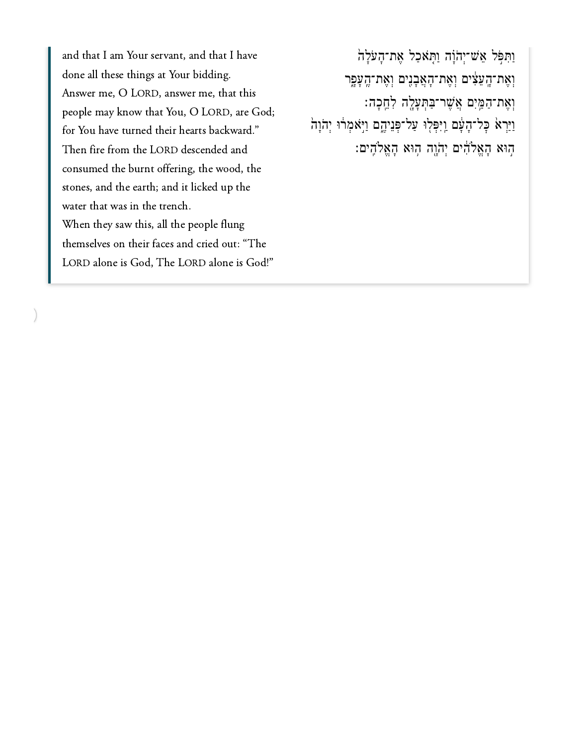and that I am Your servant, and that I have done all these things at Your bidding.
Answer me, O LORD, answer me, that this people may know that You, O LORD, are God; for You have turned their hearts backward."
Then fire from the LORD descended and consumed the burnt offering, the wood, the stones, and the earth; and it licked up the water that was in the trench.
When they saw this, all the people flung themselves on their faces and cried out: "The LORD alone is God, The LORD alone is God!"

וַתִּפֹּל אֵשׁ־יְהֹוָה וַתֹּאכַל אֶת־הָעֹלָה֙ וְאֶת־הָֽעֵצִ֔ים וְאֶת־הָאֲבָנִ֖ים וְאֶת־הֶֽעָפָ֑ר וְאֶת־הַמַּ֥יִם אֲשֶׁר־בַּתְּעָלָ֖ה לִחֵֽכָה׃
וַיַּרְא֙ כׇּל־הָעָ֔ם וַֽיִּפְּל֖וּ עַל־פְּנֵיהֶ֑ם וַיֹּ֣אמְר֔וּ יְהֹוָה֙ ה֣וּא הָאֱלֹהִ֔ים יְהֹוָ֖ה ה֥וּא הָאֱלֹהִֽים׃